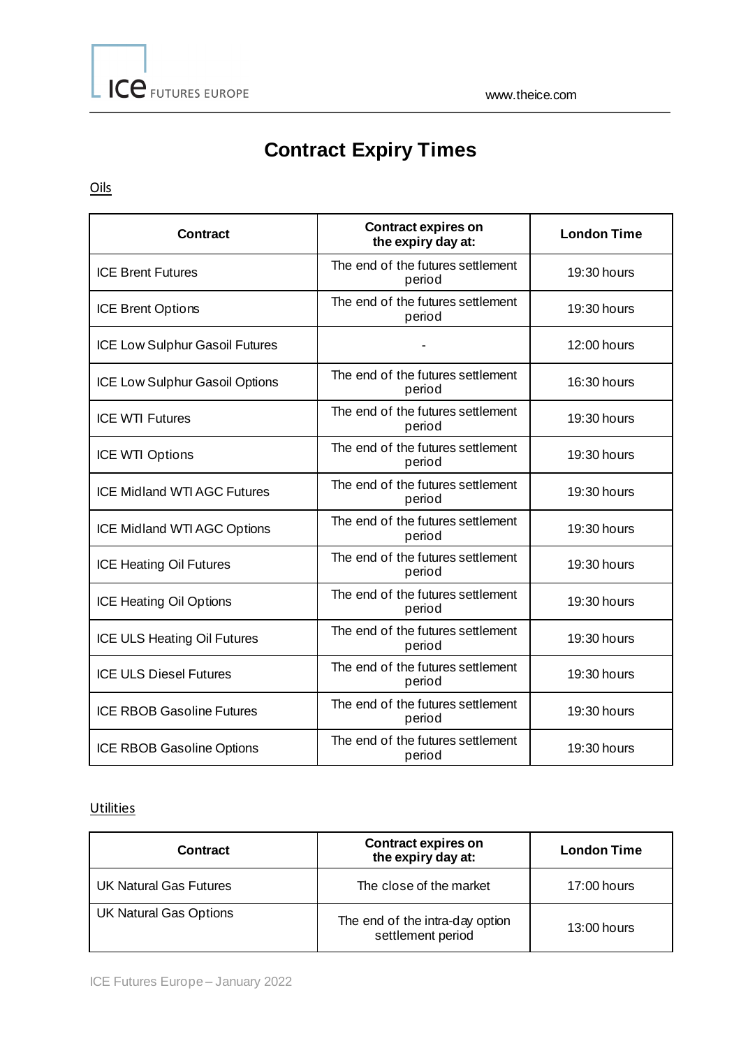# Contract Expiry Times

## Oils

| Contract | Contract expires on the expiry day at: | London Time |
|---|---|---|
| ICE Brent Futures | The end of the futures settlement period | 19:30 hours |
| ICE Brent Options | The end of the futures settlement period | 19:30 hours |
| ICE Low Sulphur Gasoil Futures | - | 12:00 hours |
| ICE Low Sulphur Gasoil Options | The end of the futures settlement period | 16:30 hours |
| ICE WTI Futures | The end of the futures settlement period | 19:30 hours |
| ICE WTI Options | The end of the futures settlement period | 19:30 hours |
| ICE Midland WTI AGC Futures | The end of the futures settlement period | 19:30 hours |
| ICE Midland WTI AGC Options | The end of the futures settlement period | 19:30 hours |
| ICE Heating Oil Futures | The end of the futures settlement period | 19:30 hours |
| ICE Heating Oil Options | The end of the futures settlement period | 19:30 hours |
| ICE ULS Heating Oil Futures | The end of the futures settlement period | 19:30 hours |
| ICE ULS Diesel Futures | The end of the futures settlement period | 19:30 hours |
| ICE RBOB Gasoline Futures | The end of the futures settlement period | 19:30 hours |
| ICE RBOB Gasoline Options | The end of the futures settlement period | 19:30 hours |

## Utilities

| Contract | Contract expires on the expiry day at: | London Time |
|---|---|---|
| UK Natural Gas Futures | The close of the market | 17:00 hours |
| UK Natural Gas Options | The end of the intra-day option settlement period | 13:00 hours |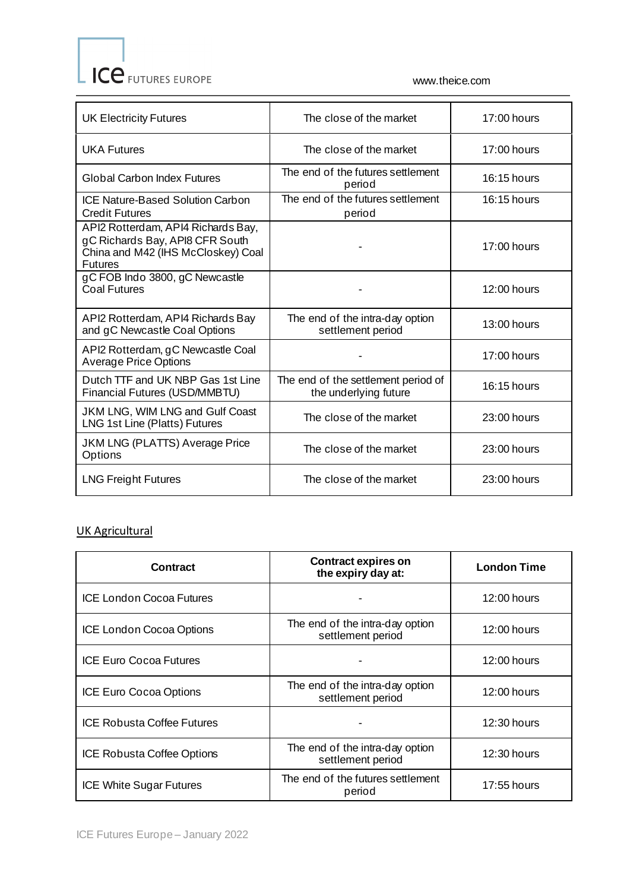| | | |
|---|---|---|
| UK Electricity Futures | The close of the market | 17:00 hours |
| UKA Futures | The close of the market | 17:00 hours |
| Global Carbon Index Futures | The end of the futures settlement period | 16:15 hours |
| ICE Nature-Based Solution Carbon Credit Futures | The end of the futures settlement period | 16:15 hours |
| API2 Rotterdam, API4 Richards Bay, gC Richards Bay, API8 CFR South China and M42 (IHS McCloskey) Coal Futures | - | 17:00 hours |
| gC FOB Indo 3800, gC Newcastle Coal Futures | - | 12:00 hours |
| API2 Rotterdam, API4 Richards Bay and gC Newcastle Coal Options | The end of the intra-day option settlement period | 13:00 hours |
| API2 Rotterdam, gC Newcastle Coal Average Price Options | - | 17:00 hours |
| Dutch TTF and UK NBP Gas 1st Line Financial Futures (USD/MMBTU) | The end of the settlement period of the underlying future | 16:15 hours |
| JKM LNG, WIM LNG and Gulf Coast LNG 1st Line (Platts) Futures | The close of the market | 23:00 hours |
| JKM LNG (PLATTS) Average Price Options | The close of the market | 23:00 hours |
| LNG Freight Futures | The close of the market | 23:00 hours |

UK Agricultural

| Contract | Contract expires on the expiry day at: | London Time |
|---|---|---|
| ICE London Cocoa Futures | - | 12:00 hours |
| ICE London Cocoa Options | The end of the intra-day option settlement period | 12:00 hours |
| ICE Euro Cocoa Futures | - | 12:00 hours |
| ICE Euro Cocoa Options | The end of the intra-day option settlement period | 12:00 hours |
| ICE Robusta Coffee Futures | - | 12:30 hours |
| ICE Robusta Coffee Options | The end of the intra-day option settlement period | 12:30 hours |
| ICE White Sugar Futures | The end of the futures settlement period | 17:55 hours |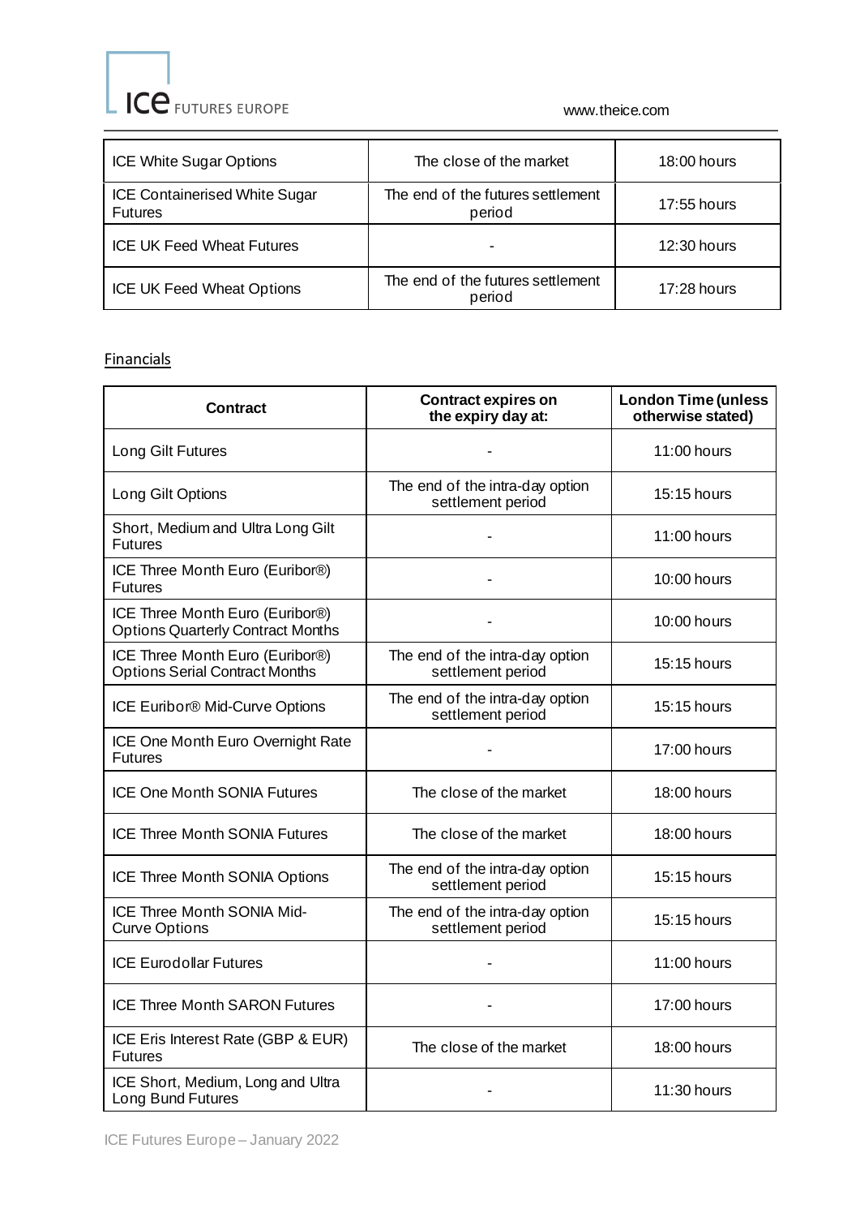| | | |
|---|---|---|
| ICE White Sugar Options | The close of the market | 18:00 hours |
| ICE Containerised White Sugar Futures | The end of the futures settlement period | 17:55 hours |
| ICE UK Feed Wheat Futures | - | 12:30 hours |
| ICE UK Feed Wheat Options | The end of the futures settlement period | 17:28 hours |

## Financials

| Contract | Contract expires on the expiry day at: | London Time (unless otherwise stated) |
|---|---|---|
| Long Gilt Futures | - | 11:00 hours |
| Long Gilt Options | The end of the intra-day option settlement period | 15:15 hours |
| Short, Medium and Ultra Long Gilt Futures | - | 11:00 hours |
| ICE Three Month Euro (Euribor®) Futures | - | 10:00 hours |
| ICE Three Month Euro (Euribor®) Options Quarterly Contract Months | - | 10:00 hours |
| ICE Three Month Euro (Euribor®) Options Serial Contract Months | The end of the intra-day option settlement period | 15:15 hours |
| ICE Euribor® Mid-Curve Options | The end of the intra-day option settlement period | 15:15 hours |
| ICE One Month Euro Overnight Rate Futures | - | 17:00 hours |
| ICE One Month SONIA Futures | The close of the market | 18:00 hours |
| ICE Three Month SONIA Futures | The close of the market | 18:00 hours |
| ICE Three Month SONIA Options | The end of the intra-day option settlement period | 15:15 hours |
| ICE Three Month SONIA Mid-Curve Options | The end of the intra-day option settlement period | 15:15 hours |
| ICE Eurodollar Futures | - | 11:00 hours |
| ICE Three Month SARON Futures | - | 17:00 hours |
| ICE Eris Interest Rate (GBP & EUR) Futures | The close of the market | 18:00 hours |
| ICE Short, Medium, Long and Ultra Long Bund Futures | - | 11:30 hours |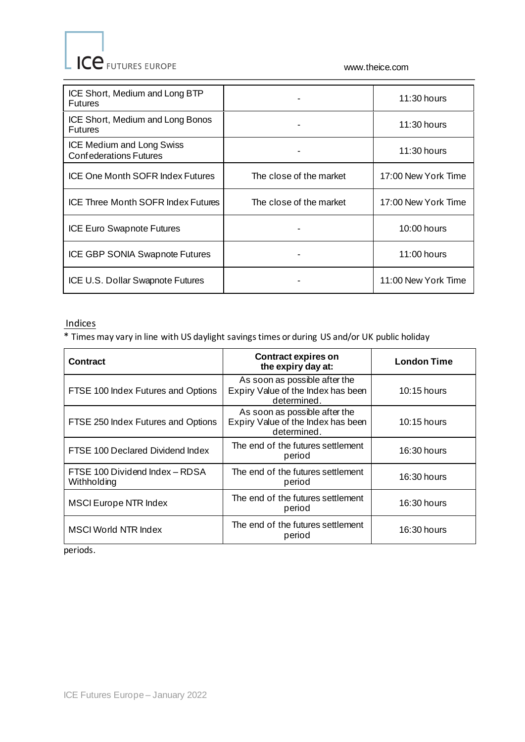| | | |
|---|---|---|
| ICE Short, Medium and Long BTP Futures | - | 11:30 hours |
| ICE Short, Medium and Long Bonos Futures | - | 11:30 hours |
| ICE Medium and Long Swiss Confederations Futures | - | 11:30 hours |
| ICE One Month SOFR Index Futures | The close of the market | 17:00 New York Time |
| ICE Three Month SOFR Index Futures | The close of the market | 17:00 New York Time |
| ICE Euro Swapnote Futures | - | 10:00 hours |
| ICE GBP SONIA Swapnote Futures | - | 11:00 hours |
| ICE U.S. Dollar Swapnote Futures | - | 11:00 New York Time |

Indices

* Times may vary in line with US daylight savings times or during US and/or UK public holiday

| Contract | Contract expires on the expiry day at: | London Time |
|---|---|---|
| FTSE 100 Index Futures and Options | As soon as possible after the Expiry Value of the Index has been determined. | 10:15 hours |
| FTSE 250 Index Futures and Options | As soon as possible after the Expiry Value of the Index has been determined. | 10:15 hours |
| FTSE 100 Declared Dividend Index | The end of the futures settlement period | 16:30 hours |
| FTSE 100 Dividend Index – RDSA Withholding | The end of the futures settlement period | 16:30 hours |
| MSCI Europe NTR Index | The end of the futures settlement period | 16:30 hours |
| MSCI World NTR Index | The end of the futures settlement period | 16:30 hours |

periods.